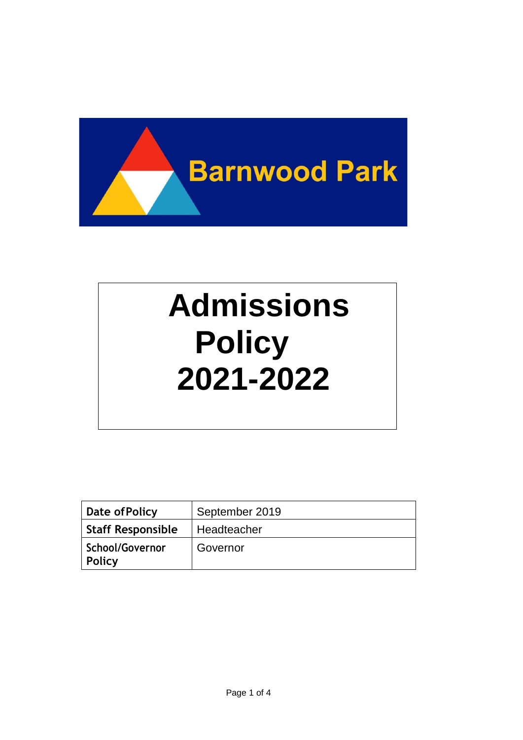Barnwood Park

# Admissions Policy 2021-2022

| Date of Policy | September 2019 |
| --- | --- |
| Staff Responsible | Headteacher |
| School/Governor Policy | Governor |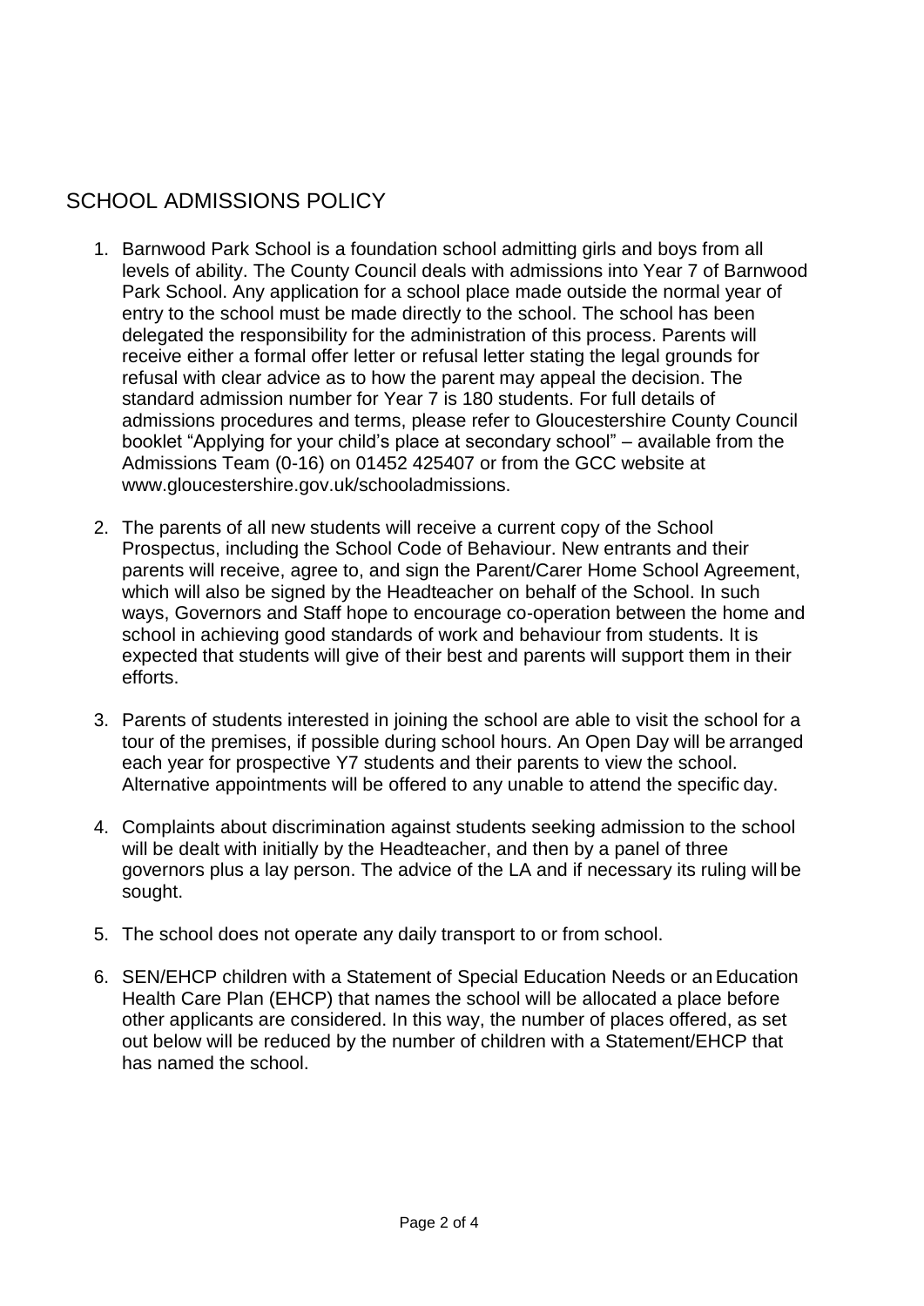# SCHOOL ADMISSIONS POLICY

1. Barnwood Park School is a foundation school admitting girls and boys from all levels of ability. The County Council deals with admissions into Year 7 of Barnwood Park School. Any application for a school place made outside the normal year of entry to the school must be made directly to the school. The school has been delegated the responsibility for the administration of this process. Parents will receive either a formal offer letter or refusal letter stating the legal grounds for refusal with clear advice as to how the parent may appeal the decision. The standard admission number for Year 7 is 180 students. For full details of admissions procedures and terms, please refer to Gloucestershire County Council booklet "Applying for your child's place at secondary school" – available from the Admissions Team (0-16) on 01452 425407 or from the GCC website at www.gloucestershire.gov.uk/schooladmissions.

2. The parents of all new students will receive a current copy of the School Prospectus, including the School Code of Behaviour. New entrants and their parents will receive, agree to, and sign the Parent/Carer Home School Agreement, which will also be signed by the Headteacher on behalf of the School. In such ways, Governors and Staff hope to encourage co-operation between the home and school in achieving good standards of work and behaviour from students. It is expected that students will give of their best and parents will support them in their efforts.

3. Parents of students interested in joining the school are able to visit the school for a tour of the premises, if possible during school hours. An Open Day will be arranged each year for prospective Y7 students and their parents to view the school. Alternative appointments will be offered to any unable to attend the specific day.

4. Complaints about discrimination against students seeking admission to the school will be dealt with initially by the Headteacher, and then by a panel of three governors plus a lay person. The advice of the LA and if necessary its ruling will be sought.

5. The school does not operate any daily transport to or from school.

6. SEN/EHCP children with a Statement of Special Education Needs or an Education Health Care Plan (EHCP) that names the school will be allocated a place before other applicants are considered. In this way, the number of places offered, as set out below will be reduced by the number of children with a Statement/EHCP that has named the school.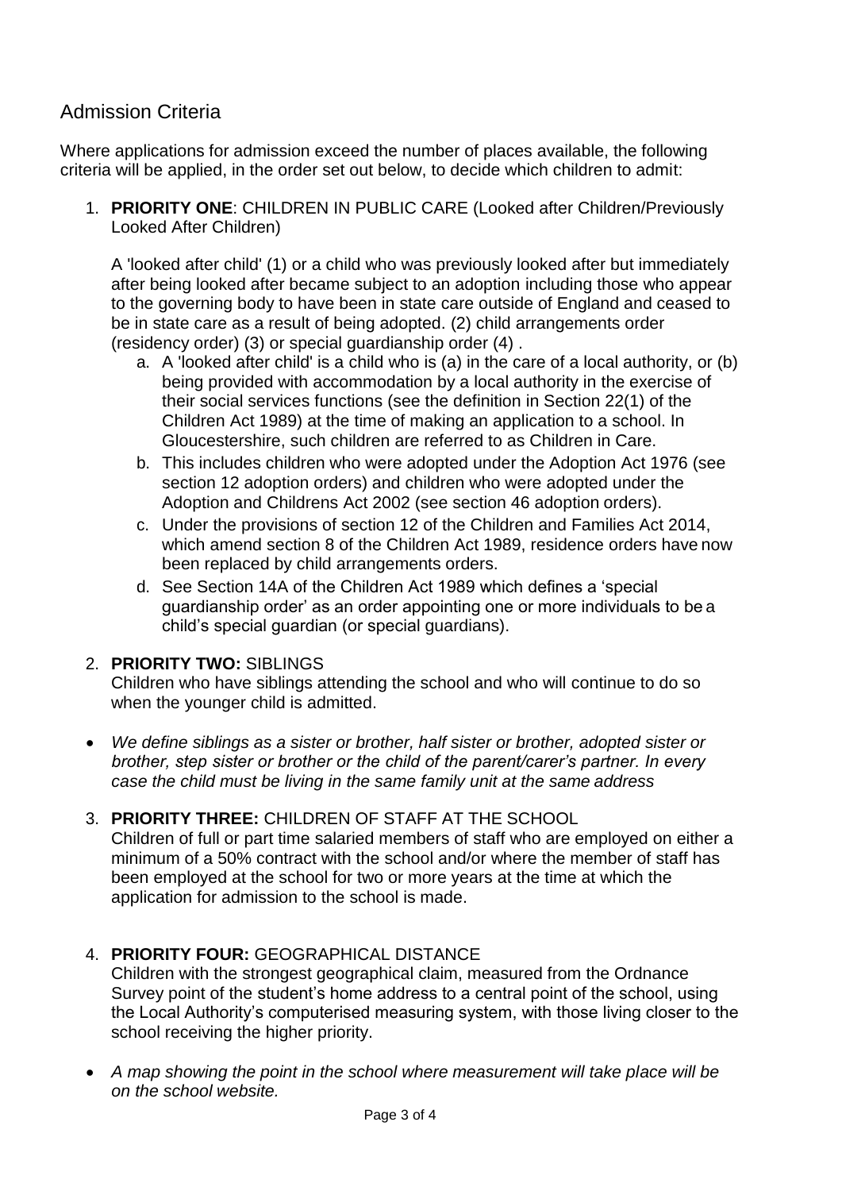## Admission Criteria

Where applications for admission exceed the number of places available, the following criteria will be applied, in the order set out below, to decide which children to admit:

1. **PRIORITY ONE**: CHILDREN IN PUBLIC CARE (Looked after Children/Previously Looked After Children)

   A 'looked after child' (1) or a child who was previously looked after but immediately after being looked after became subject to an adoption including those who appear to the governing body to have been in state care outside of England and ceased to be in state care as a result of being adopted. (2) child arrangements order (residency order) (3) or special guardianship order (4) .

   a. A 'looked after child' is a child who is (a) in the care of a local authority, or (b) being provided with accommodation by a local authority in the exercise of their social services functions (see the definition in Section 22(1) of the Children Act 1989) at the time of making an application to a school. In Gloucestershire, such children are referred to as Children in Care.
   b. This includes children who were adopted under the Adoption Act 1976 (see section 12 adoption orders) and children who were adopted under the Adoption and Childrens Act 2002 (see section 46 adoption orders).
   c. Under the provisions of section 12 of the Children and Families Act 2014, which amend section 8 of the Children Act 1989, residence orders have now been replaced by child arrangements orders.
   d. See Section 14A of the Children Act 1989 which defines a 'special guardianship order' as an order appointing one or more individuals to be a child's special guardian (or special guardians).

2. **PRIORITY TWO:** SIBLINGS
   Children who have siblings attending the school and who will continue to do so when the younger child is admitted.

- *We define siblings as a sister or brother, half sister or brother, adopted sister or brother, step sister or brother or the child of the parent/carer's partner. In every case the child must be living in the same family unit at the same address*

3. **PRIORITY THREE:** CHILDREN OF STAFF AT THE SCHOOL
   Children of full or part time salaried members of staff who are employed on either a minimum of a 50% contract with the school and/or where the member of staff has been employed at the school for two or more years at the time at which the application for admission to the school is made.

4. **PRIORITY FOUR:** GEOGRAPHICAL DISTANCE
   Children with the strongest geographical claim, measured from the Ordnance Survey point of the student's home address to a central point of the school, using the Local Authority's computerised measuring system, with those living closer to the school receiving the higher priority.

- *A map showing the point in the school where measurement will take place will be on the school website.*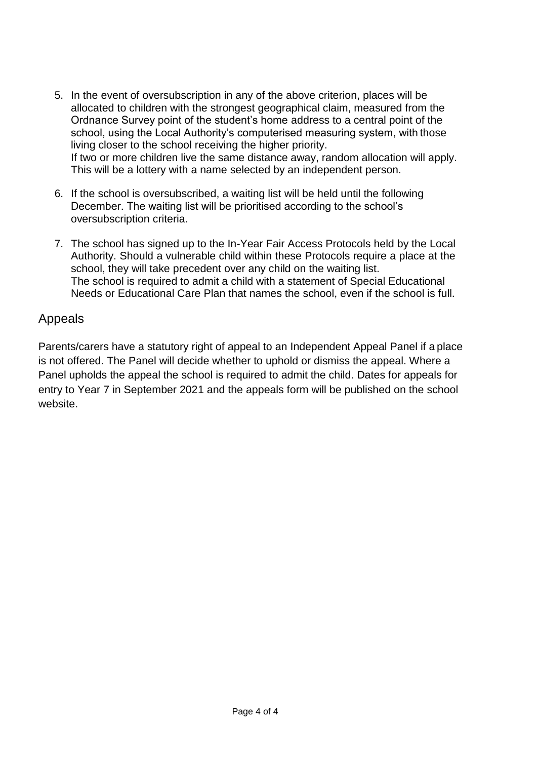5. In the event of oversubscription in any of the above criterion, places will be allocated to children with the strongest geographical claim, measured from the Ordnance Survey point of the student's home address to a central point of the school, using the Local Authority's computerised measuring system, with those living closer to the school receiving the higher priority.
   If two or more children live the same distance away, random allocation will apply. This will be a lottery with a name selected by an independent person.

6. If the school is oversubscribed, a waiting list will be held until the following December. The waiting list will be prioritised according to the school's oversubscription criteria.

7. The school has signed up to the In-Year Fair Access Protocols held by the Local Authority. Should a vulnerable child within these Protocols require a place at the school, they will take precedent over any child on the waiting list.
   The school is required to admit a child with a statement of Special Educational Needs or Educational Care Plan that names the school, even if the school is full.

## Appeals

Parents/carers have a statutory right of appeal to an Independent Appeal Panel if a place is not offered. The Panel will decide whether to uphold or dismiss the appeal. Where a Panel upholds the appeal the school is required to admit the child. Dates for appeals for entry to Year 7 in September 2021 and the appeals form will be published on the school website.